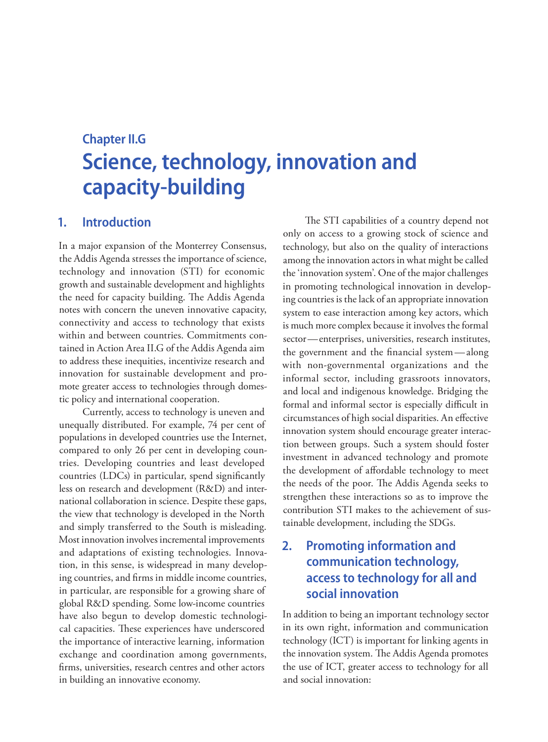# Chapter II.G

# Science, technology, innovation and capacity-building

## 1. Introduction

In a major expansion of the Monterrey Consensus, the Addis Agenda stresses the importance of science, technology and innovation (STI) for economic growth and sustainable development and highlights the need for capacity building. The Addis Agenda notes with concern the uneven innovative capacity, connectivity and access to technology that exists within and between countries. Commitments contained in Action Area II.G of the Addis Agenda aim to address these inequities, incentivize research and innovation for sustainable development and promote greater access to technologies through domestic policy and international cooperation.

Currently, access to technology is uneven and unequally distributed. For example, 74 per cent of populations in developed countries use the Internet, compared to only 26 per cent in developing countries. Developing countries and least developed countries (LDCs) in particular, spend significantly less on research and development (R&D) and international collaboration in science. Despite these gaps, the view that technology is developed in the North and simply transferred to the South is misleading. Most innovation involves incremental improvements and adaptations of existing technologies. Innovation, in this sense, is widespread in many developing countries, and firms in middle income countries, in particular, are responsible for a growing share of global R&D spending. Some low-income countries have also begun to develop domestic technological capacities. These experiences have underscored the importance of interactive learning, information exchange and coordination among governments, firms, universities, research centres and other actors in building an innovative economy.

The STI capabilities of a country depend not only on access to a growing stock of science and technology, but also on the quality of interactions among the innovation actors in what might be called the 'innovation system'. One of the major challenges in promoting technological innovation in developing countries is the lack of an appropriate innovation system to ease interaction among key actors, which is much more complex because it involves the formal sector — enterprises, universities, research institutes, the government and the financial system — along with non-governmental organizations and the informal sector, including grassroots innovators, and local and indigenous knowledge. Bridging the formal and informal sector is especially difficult in circumstances of high social disparities. An effective innovation system should encourage greater interaction between groups. Such a system should foster investment in advanced technology and promote the development of affordable technology to meet the needs of the poor. The Addis Agenda seeks to strengthen these interactions so as to improve the contribution STI makes to the achievement of sustainable development, including the SDGs.

## 2. Promoting information and communication technology, access to technology for all and social innovation

In addition to being an important technology sector in its own right, information and communication technology (ICT) is important for linking agents in the innovation system. The Addis Agenda promotes the use of ICT, greater access to technology for all and social innovation: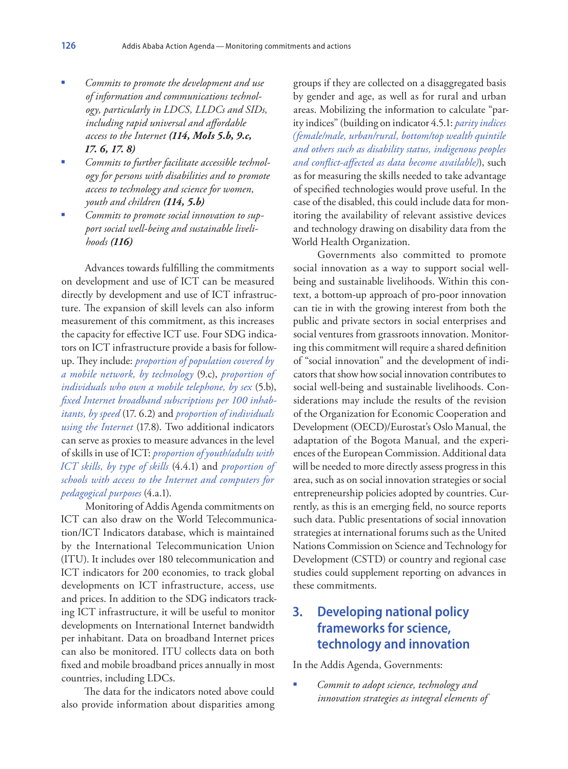- *Commits to promote the development and use of information and communications technology, particularly in LDCS, LLDCs and SIDs, including rapid universal and affordable access to the Internet* ***(114, MoIs 5.b, 9.c, 17. 6, 17. 8)***
- *Commits to further facilitate accessible technology for persons with disabilities and to promote access to technology and science for women, youth and children* ***(114, 5.b)***
- *Commits to promote social innovation to support social well-being and sustainable livelihoods* ***(116)***

Advances towards fulfilling the commitments on development and use of ICT can be measured directly by development and use of ICT infrastructure. The expansion of skill levels can also inform measurement of this commitment, as this increases the capacity for effective ICT use. Four SDG indicators on ICT infrastructure provide a basis for follow-up. They include: *proportion of population covered by a mobile network, by technology* (9.c), *proportion of individuals who own a mobile telephone, by sex* (5.b), *fixed Internet broadband subscriptions per 100 inhabitants, by speed* (17. 6.2) and *proportion of individuals using the Internet* (17.8). Two additional indicators can serve as proxies to measure advances in the level of skills in use of ICT: *proportion of youth/adults with ICT skills, by type of skills* (4.4.1) and *proportion of schools with access to the Internet and computers for pedagogical purposes* (4.a.1).

Monitoring of Addis Agenda commitments on ICT can also draw on the World Telecommunication/ICT Indicators database, which is maintained by the International Telecommunication Union (ITU). It includes over 180 telecommunication and ICT indicators for 200 economies, to track global developments on ICT infrastructure, access, use and prices. In addition to the SDG indicators tracking ICT infrastructure, it will be useful to monitor developments on International Internet bandwidth per inhabitant. Data on broadband Internet prices can also be monitored. ITU collects data on both fixed and mobile broadband prices annually in most countries, including LDCs.

The data for the indicators noted above could also provide information about disparities among groups if they are collected on a disaggregated basis by gender and age, as well as for rural and urban areas. Mobilizing the information to calculate "parity indices" (building on indicator 4.5.1: *parity indices (female/male, urban/rural, bottom/top wealth quintile and others such as disability status, indigenous peoples and conflict-affected as data become available)*), such as for measuring the skills needed to take advantage of specified technologies would prove useful. In the case of the disabled, this could include data for monitoring the availability of relevant assistive devices and technology drawing on disability data from the World Health Organization.

Governments also committed to promote social innovation as a way to support social well-being and sustainable livelihoods. Within this context, a bottom-up approach of pro-poor innovation can tie in with the growing interest from both the public and private sectors in social enterprises and social ventures from grassroots innovation. Monitoring this commitment will require a shared definition of "social innovation" and the development of indicators that show how social innovation contributes to social well-being and sustainable livelihoods. Considerations may include the results of the revision of the Organization for Economic Cooperation and Development (OECD)/Eurostat's Oslo Manual, the adaptation of the Bogota Manual, and the experiences of the European Commission. Additional data will be needed to more directly assess progress in this area, such as on social innovation strategies or social entrepreneurship policies adopted by countries. Currently, as this is an emerging field, no source reports such data. Public presentations of social innovation strategies at international forums such as the United Nations Commission on Science and Technology for Development (CSTD) or country and regional case studies could supplement reporting on advances in these commitments.

## 3. Developing national policy frameworks for science, technology and innovation

In the Addis Agenda, Governments:

- *Commit to adopt science, technology and innovation strategies as integral elements of*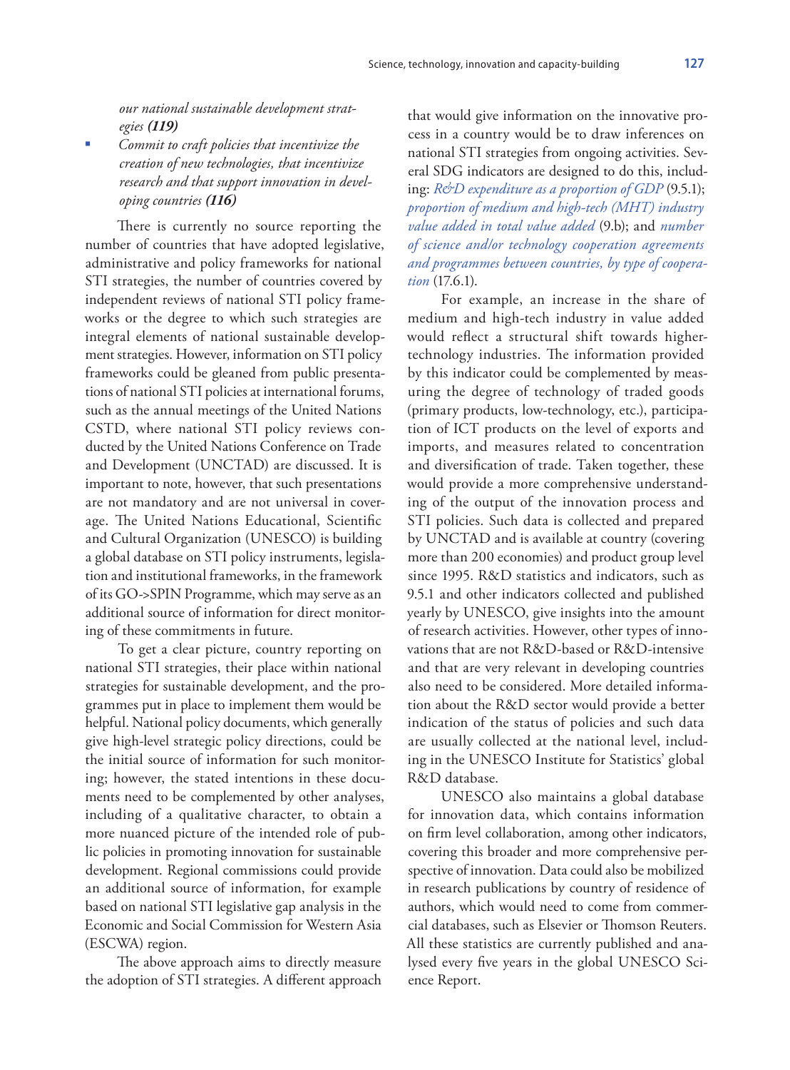*our national sustainable development strategies **(119)***

- *Commit to craft policies that incentivize the creation of new technologies, that incentivize research and that support innovation in developing countries **(116)***

There is currently no source reporting the number of countries that have adopted legislative, administrative and policy frameworks for national STI strategies, the number of countries covered by independent reviews of national STI policy frameworks or the degree to which such strategies are integral elements of national sustainable development strategies. However, information on STI policy frameworks could be gleaned from public presentations of national STI policies at international forums, such as the annual meetings of the United Nations CSTD, where national STI policy reviews conducted by the United Nations Conference on Trade and Development (UNCTAD) are discussed. It is important to note, however, that such presentations are not mandatory and are not universal in coverage. The United Nations Educational, Scientific and Cultural Organization (UNESCO) is building a global database on STI policy instruments, legislation and institutional frameworks, in the framework of its GO->SPIN Programme, which may serve as an additional source of information for direct monitoring of these commitments in future.

To get a clear picture, country reporting on national STI strategies, their place within national strategies for sustainable development, and the programmes put in place to implement them would be helpful. National policy documents, which generally give high-level strategic policy directions, could be the initial source of information for such monitoring; however, the stated intentions in these documents need to be complemented by other analyses, including of a qualitative character, to obtain a more nuanced picture of the intended role of public policies in promoting innovation for sustainable development. Regional commissions could provide an additional source of information, for example based on national STI legislative gap analysis in the Economic and Social Commission for Western Asia (ESCWA) region.

The above approach aims to directly measure the adoption of STI strategies. A different approach that would give information on the innovative process in a country would be to draw inferences on national STI strategies from ongoing activities. Several SDG indicators are designed to do this, including: *R&D expenditure as a proportion of GDP* (9.5.1); *proportion of medium and high-tech (MHT) industry value added in total value added* (9.b); and *number of science and/or technology cooperation agreements and programmes between countries, by type of cooperation* (17.6.1).

For example, an increase in the share of medium and high-tech industry in value added would reflect a structural shift towards higher-technology industries. The information provided by this indicator could be complemented by measuring the degree of technology of traded goods (primary products, low-technology, etc.), participation of ICT products on the level of exports and imports, and measures related to concentration and diversification of trade. Taken together, these would provide a more comprehensive understanding of the output of the innovation process and STI policies. Such data is collected and prepared by UNCTAD and is available at country (covering more than 200 economies) and product group level since 1995. R&D statistics and indicators, such as 9.5.1 and other indicators collected and published yearly by UNESCO, give insights into the amount of research activities. However, other types of innovations that are not R&D-based or R&D-intensive and that are very relevant in developing countries also need to be considered. More detailed information about the R&D sector would provide a better indication of the status of policies and such data are usually collected at the national level, including in the UNESCO Institute for Statistics' global R&D database.

UNESCO also maintains a global database for innovation data, which contains information on firm level collaboration, among other indicators, covering this broader and more comprehensive perspective of innovation. Data could also be mobilized in research publications by country of residence of authors, which would need to come from commercial databases, such as Elsevier or Thomson Reuters. All these statistics are currently published and analysed every five years in the global UNESCO Science Report.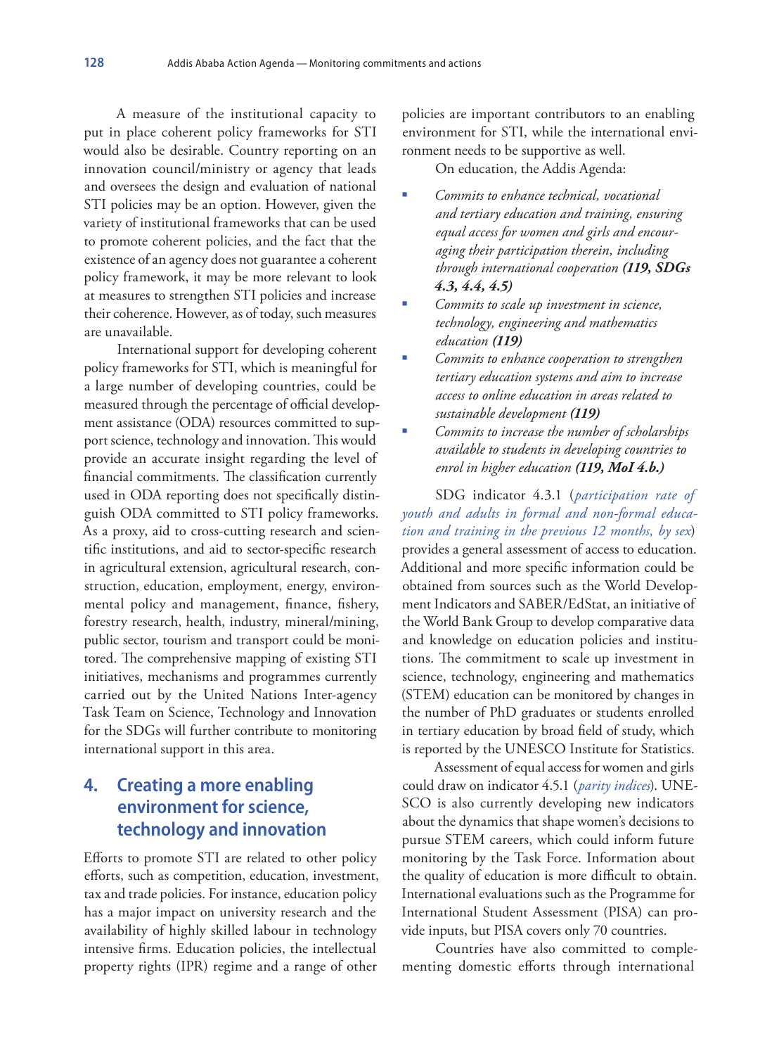A measure of the institutional capacity to put in place coherent policy frameworks for STI would also be desirable. Country reporting on an innovation council/ministry or agency that leads and oversees the design and evaluation of national STI policies may be an option. However, given the variety of institutional frameworks that can be used to promote coherent policies, and the fact that the existence of an agency does not guarantee a coherent policy framework, it may be more relevant to look at measures to strengthen STI policies and increase their coherence. However, as of today, such measures are unavailable.

International support for developing coherent policy frameworks for STI, which is meaningful for a large number of developing countries, could be measured through the percentage of official development assistance (ODA) resources committed to support science, technology and innovation. This would provide an accurate insight regarding the level of financial commitments. The classification currently used in ODA reporting does not specifically distinguish ODA committed to STI policy frameworks. As a proxy, aid to cross-cutting research and scientific institutions, and aid to sector-specific research in agricultural extension, agricultural research, construction, education, employment, energy, environmental policy and management, finance, fishery, forestry research, health, industry, mineral/mining, public sector, tourism and transport could be monitored. The comprehensive mapping of existing STI initiatives, mechanisms and programmes currently carried out by the United Nations Inter-agency Task Team on Science, Technology and Innovation for the SDGs will further contribute to monitoring international support in this area.

## 4. Creating a more enabling environment for science, technology and innovation

Efforts to promote STI are related to other policy efforts, such as competition, education, investment, tax and trade policies. For instance, education policy has a major impact on university research and the availability of highly skilled labour in technology intensive firms. Education policies, the intellectual property rights (IPR) regime and a range of other policies are important contributors to an enabling environment for STI, while the international environment needs to be supportive as well.

On education, the Addis Agenda:

- *Commits to enhance technical, vocational and tertiary education and training, ensuring equal access for women and girls and encouraging their participation therein, including through international cooperation* ***(119, SDGs 4.3, 4.4, 4.5)***
- *Commits to scale up investment in science, technology, engineering and mathematics education* ***(119)***
- *Commits to enhance cooperation to strengthen tertiary education systems and aim to increase access to online education in areas related to sustainable development* ***(119)***
- *Commits to increase the number of scholarships available to students in developing countries to enrol in higher education* ***(119, MoI 4.b.)***

SDG indicator 4.3.1 (*participation rate of youth and adults in formal and non-formal education and training in the previous 12 months, by sex*) provides a general assessment of access to education. Additional and more specific information could be obtained from sources such as the World Development Indicators and SABER/EdStat, an initiative of the World Bank Group to develop comparative data and knowledge on education policies and institutions. The commitment to scale up investment in science, technology, engineering and mathematics (STEM) education can be monitored by changes in the number of PhD graduates or students enrolled in tertiary education by broad field of study, which is reported by the UNESCO Institute for Statistics.

Assessment of equal access for women and girls could draw on indicator 4.5.1 (*parity indices*). UNESCO is also currently developing new indicators about the dynamics that shape women's decisions to pursue STEM careers, which could inform future monitoring by the Task Force. Information about the quality of education is more difficult to obtain. International evaluations such as the Programme for International Student Assessment (PISA) can provide inputs, but PISA covers only 70 countries.

Countries have also committed to complementing domestic efforts through international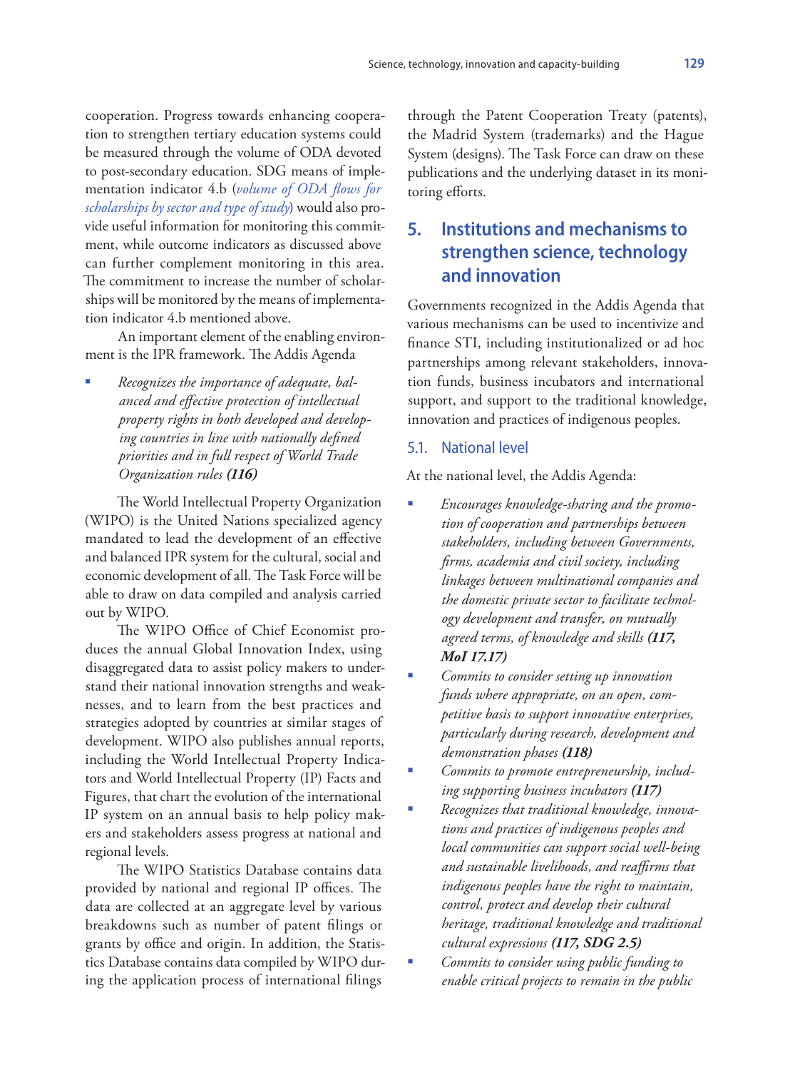cooperation. Progress towards enhancing cooperation to strengthen tertiary education systems could be measured through the volume of ODA devoted to post-secondary education. SDG means of implementation indicator 4.b (*volume of ODA flows for scholarships by sector and type of study*) would also provide useful information for monitoring this commitment, while outcome indicators as discussed above can further complement monitoring in this area. The commitment to increase the number of scholarships will be monitored by the means of implementation indicator 4.b mentioned above.

An important element of the enabling environment is the IPR framework. The Addis Agenda

- *Recognizes the importance of adequate, balanced and effective protection of intellectual property rights in both developed and developing countries in line with nationally defined priorities and in full respect of World Trade Organization rules* ***(116)***

The World Intellectual Property Organization (WIPO) is the United Nations specialized agency mandated to lead the development of an effective and balanced IPR system for the cultural, social and economic development of all. The Task Force will be able to draw on data compiled and analysis carried out by WIPO.

The WIPO Office of Chief Economist produces the annual Global Innovation Index, using disaggregated data to assist policy makers to understand their national innovation strengths and weaknesses, and to learn from the best practices and strategies adopted by countries at similar stages of development. WIPO also publishes annual reports, including the World Intellectual Property Indicators and World Intellectual Property (IP) Facts and Figures, that chart the evolution of the international IP system on an annual basis to help policy makers and stakeholders assess progress at national and regional levels.

The WIPO Statistics Database contains data provided by national and regional IP offices. The data are collected at an aggregate level by various breakdowns such as number of patent filings or grants by office and origin. In addition, the Statistics Database contains data compiled by WIPO during the application process of international filings through the Patent Cooperation Treaty (patents), the Madrid System (trademarks) and the Hague System (designs). The Task Force can draw on these publications and the underlying dataset in its monitoring efforts.

## 5. Institutions and mechanisms to strengthen science, technology and innovation

Governments recognized in the Addis Agenda that various mechanisms can be used to incentivize and finance STI, including institutionalized or ad hoc partnerships among relevant stakeholders, innovation funds, business incubators and international support, and support to the traditional knowledge, innovation and practices of indigenous peoples.

### 5.1. National level

At the national level, the Addis Agenda:

- *Encourages knowledge-sharing and the promotion of cooperation and partnerships between stakeholders, including between Governments, firms, academia and civil society, including linkages between multinational companies and the domestic private sector to facilitate technology development and transfer, on mutually agreed terms, of knowledge and skills* ***(117, MoI 17.17)***
- *Commits to consider setting up innovation funds where appropriate, on an open, competitive basis to support innovative enterprises, particularly during research, development and demonstration phases* ***(118)***
- *Commits to promote entrepreneurship, including supporting business incubators* ***(117)***
- *Recognizes that traditional knowledge, innovations and practices of indigenous peoples and local communities can support social well-being and sustainable livelihoods, and reaffirms that indigenous peoples have the right to maintain, control, protect and develop their cultural heritage, traditional knowledge and traditional cultural expressions* ***(117, SDG 2.5)***
- *Commits to consider using public funding to enable critical projects to remain in the public*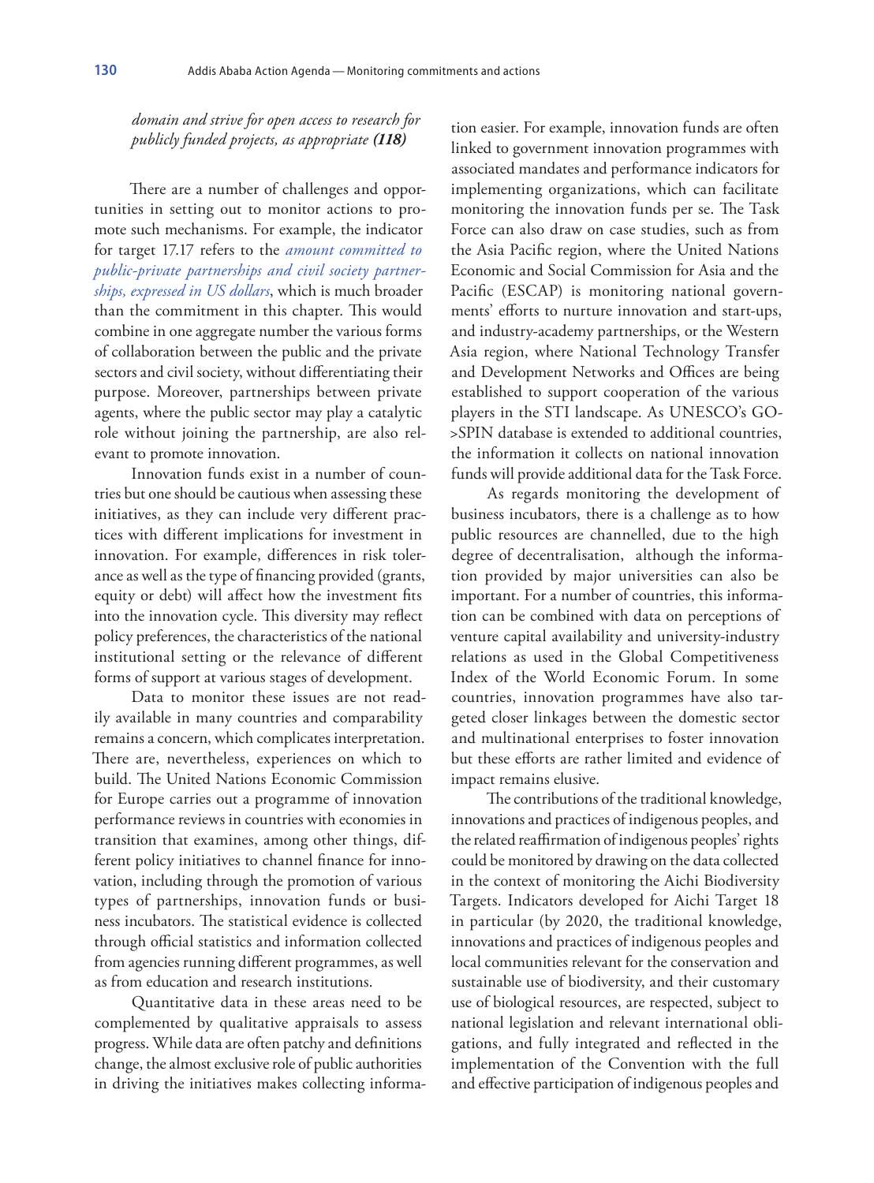*domain and strive for open access to research for publicly funded projects, as appropriate **(118)***

There are a number of challenges and opportunities in setting out to monitor actions to promote such mechanisms. For example, the indicator for target 17.17 refers to the *amount committed to public-private partnerships and civil society partnerships, expressed in US dollars*, which is much broader than the commitment in this chapter. This would combine in one aggregate number the various forms of collaboration between the public and the private sectors and civil society, without differentiating their purpose. Moreover, partnerships between private agents, where the public sector may play a catalytic role without joining the partnership, are also relevant to promote innovation.

Innovation funds exist in a number of countries but one should be cautious when assessing these initiatives, as they can include very different practices with different implications for investment in innovation. For example, differences in risk tolerance as well as the type of financing provided (grants, equity or debt) will affect how the investment fits into the innovation cycle. This diversity may reflect policy preferences, the characteristics of the national institutional setting or the relevance of different forms of support at various stages of development.

Data to monitor these issues are not readily available in many countries and comparability remains a concern, which complicates interpretation. There are, nevertheless, experiences on which to build. The United Nations Economic Commission for Europe carries out a programme of innovation performance reviews in countries with economies in transition that examines, among other things, different policy initiatives to channel finance for innovation, including through the promotion of various types of partnerships, innovation funds or business incubators. The statistical evidence is collected through official statistics and information collected from agencies running different programmes, as well as from education and research institutions.

Quantitative data in these areas need to be complemented by qualitative appraisals to assess progress. While data are often patchy and definitions change, the almost exclusive role of public authorities in driving the initiatives makes collecting information easier. For example, innovation funds are often linked to government innovation programmes with associated mandates and performance indicators for implementing organizations, which can facilitate monitoring the innovation funds per se. The Task Force can also draw on case studies, such as from the Asia Pacific region, where the United Nations Economic and Social Commission for Asia and the Pacific (ESCAP) is monitoring national governments' efforts to nurture innovation and start-ups, and industry-academy partnerships, or the Western Asia region, where National Technology Transfer and Development Networks and Offices are being established to support cooperation of the various players in the STI landscape. As UNESCO's GO->SPIN database is extended to additional countries, the information it collects on national innovation funds will provide additional data for the Task Force.

As regards monitoring the development of business incubators, there is a challenge as to how public resources are channelled, due to the high degree of decentralisation, although the information provided by major universities can also be important. For a number of countries, this information can be combined with data on perceptions of venture capital availability and university-industry relations as used in the Global Competitiveness Index of the World Economic Forum. In some countries, innovation programmes have also targeted closer linkages between the domestic sector and multinational enterprises to foster innovation but these efforts are rather limited and evidence of impact remains elusive.

The contributions of the traditional knowledge, innovations and practices of indigenous peoples, and the related reaffirmation of indigenous peoples' rights could be monitored by drawing on the data collected in the context of monitoring the Aichi Biodiversity Targets. Indicators developed for Aichi Target 18 in particular (by 2020, the traditional knowledge, innovations and practices of indigenous peoples and local communities relevant for the conservation and sustainable use of biodiversity, and their customary use of biological resources, are respected, subject to national legislation and relevant international obligations, and fully integrated and reflected in the implementation of the Convention with the full and effective participation of indigenous peoples and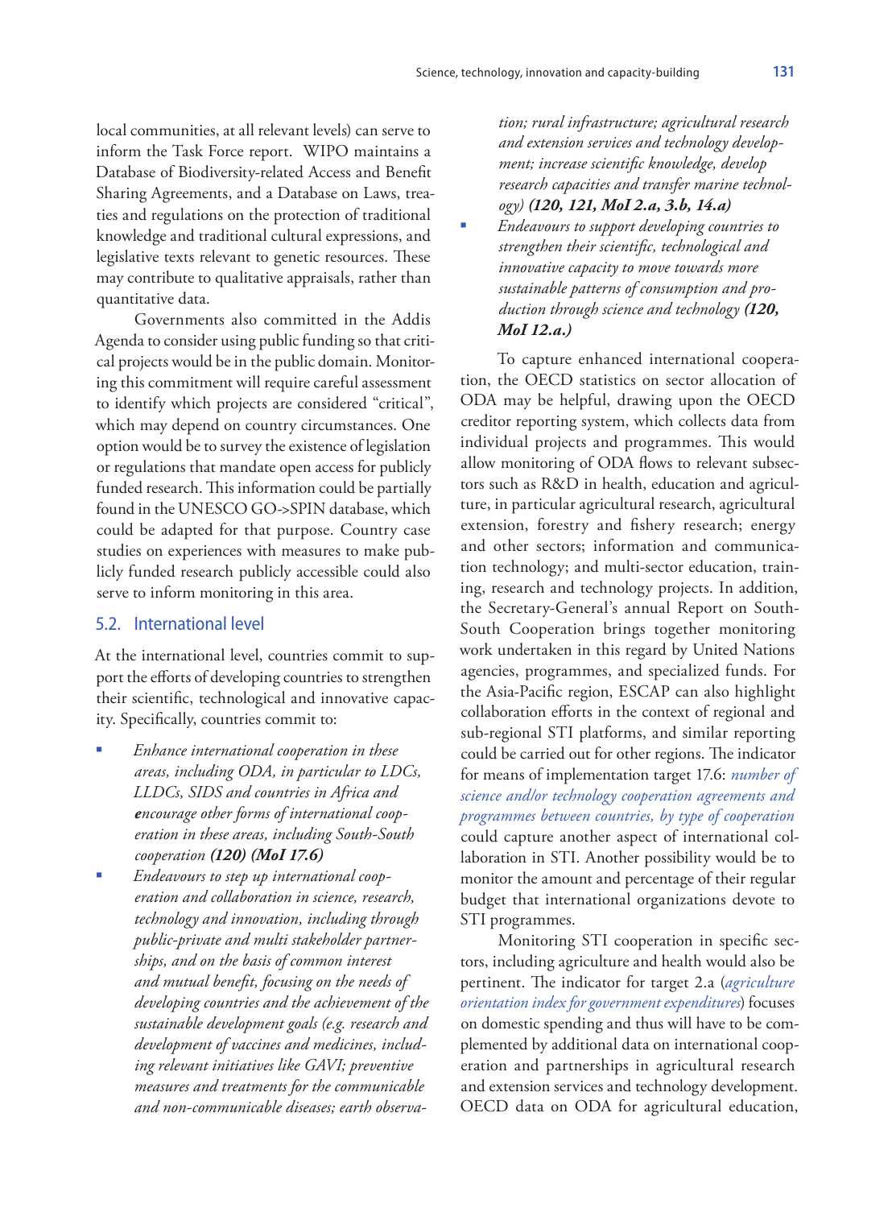local communities, at all relevant levels) can serve to inform the Task Force report. WIPO maintains a Database of Biodiversity-related Access and Benefit Sharing Agreements, and a Database on Laws, treaties and regulations on the protection of traditional knowledge and traditional cultural expressions, and legislative texts relevant to genetic resources. These may contribute to qualitative appraisals, rather than quantitative data.

Governments also committed in the Addis Agenda to consider using public funding so that critical projects would be in the public domain. Monitoring this commitment will require careful assessment to identify which projects are considered "critical", which may depend on country circumstances. One option would be to survey the existence of legislation or regulations that mandate open access for publicly funded research. This information could be partially found in the UNESCO GO->SPIN database, which could be adapted for that purpose. Country case studies on experiences with measures to make publicly funded research publicly accessible could also serve to inform monitoring in this area.

## 5.2. International level

At the international level, countries commit to support the efforts of developing countries to strengthen their scientific, technological and innovative capacity. Specifically, countries commit to:

- *Enhance international cooperation in these areas, including ODA, in particular to LDCs, LLDCs, SIDS and countries in Africa and **e**ncourage other forms of international cooperation in these areas, including South-South cooperation* ***(120) (MoI 17.6)***
- *Endeavours to step up international cooperation and collaboration in science, research, technology and innovation, including through public-private and multi stakeholder partnerships, and on the basis of common interest and mutual benefit, focusing on the needs of developing countries and the achievement of the sustainable development goals (e.g. research and development of vaccines and medicines, including relevant initiatives like GAVI; preventive measures and treatments for the communicable and non-communicable diseases; earth observation; rural infrastructure; agricultural research and extension services and technology development; increase scientific knowledge, develop research capacities and transfer marine technology)* ***(120, 121, MoI 2.a, 3.b, 14.a)***
- *Endeavours to support developing countries to strengthen their scientific, technological and innovative capacity to move towards more sustainable patterns of consumption and production through science and technology* ***(120, MoI 12.a.)***

To capture enhanced international cooperation, the OECD statistics on sector allocation of ODA may be helpful, drawing upon the OECD creditor reporting system, which collects data from individual projects and programmes. This would allow monitoring of ODA flows to relevant subsectors such as R&D in health, education and agriculture, in particular agricultural research, agricultural extension, forestry and fishery research; energy and other sectors; information and communication technology; and multi-sector education, training, research and technology projects. In addition, the Secretary-General's annual Report on South-South Cooperation brings together monitoring work undertaken in this regard by United Nations agencies, programmes, and specialized funds. For the Asia-Pacific region, ESCAP can also highlight collaboration efforts in the context of regional and sub-regional STI platforms, and similar reporting could be carried out for other regions. The indicator for means of implementation target 17.6: *number of science and/or technology cooperation agreements and programmes between countries, by type of cooperation* could capture another aspect of international collaboration in STI. Another possibility would be to monitor the amount and percentage of their regular budget that international organizations devote to STI programmes.

Monitoring STI cooperation in specific sectors, including agriculture and health would also be pertinent. The indicator for target 2.a (*agriculture orientation index for government expenditures*) focuses on domestic spending and thus will have to be complemented by additional data on international cooperation and partnerships in agricultural research and extension services and technology development. OECD data on ODA for agricultural education,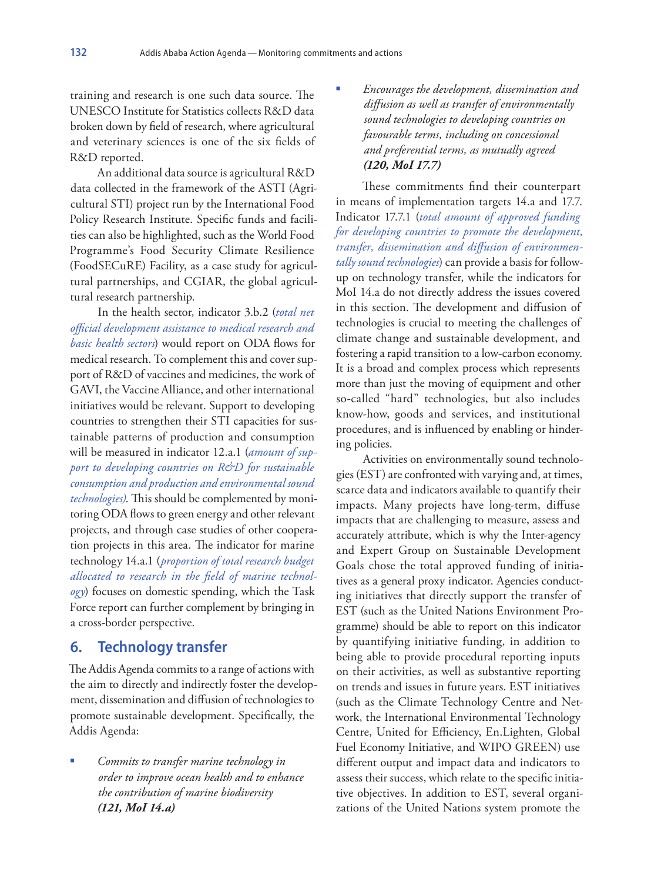training and research is one such data source. The UNESCO Institute for Statistics collects R&D data broken down by field of research, where agricultural and veterinary sciences is one of the six fields of R&D reported.

An additional data source is agricultural R&D data collected in the framework of the ASTI (Agricultural STI) project run by the International Food Policy Research Institute. Specific funds and facilities can also be highlighted, such as the World Food Programme's Food Security Climate Resilience (FoodSECuRE) Facility, as a case study for agricultural partnerships, and CGIAR, the global agricultural research partnership.

In the health sector, indicator 3.b.2 (*total net official development assistance to medical research and basic health sectors*) would report on ODA flows for medical research. To complement this and cover support of R&D of vaccines and medicines, the work of GAVI, the Vaccine Alliance, and other international initiatives would be relevant. Support to developing countries to strengthen their STI capacities for sustainable patterns of production and consumption will be measured in indicator 12.a.1 (*amount of support to developing countries on R&D for sustainable consumption and production and environmental sound technologies*). This should be complemented by monitoring ODA flows to green energy and other relevant projects, and through case studies of other cooperation projects in this area. The indicator for marine technology 14.a.1 (*proportion of total research budget allocated to research in the field of marine technology*) focuses on domestic spending, which the Task Force report can further complement by bringing in a cross-border perspective.

## 6. Technology transfer

The Addis Agenda commits to a range of actions with the aim to directly and indirectly foster the development, dissemination and diffusion of technologies to promote sustainable development. Specifically, the Addis Agenda:

- *Commits to transfer marine technology in order to improve ocean health and to enhance the contribution of marine biodiversity* ***(121, MoI 14.a)***
- *Encourages the development, dissemination and diffusion as well as transfer of environmentally sound technologies to developing countries on favourable terms, including on concessional and preferential terms, as mutually agreed* ***(120, MoI 17.7)***

These commitments find their counterpart in means of implementation targets 14.a and 17.7. Indicator 17.7.1 (*total amount of approved funding for developing countries to promote the development, transfer, dissemination and diffusion of environmentally sound technologies*) can provide a basis for follow-up on technology transfer, while the indicators for MoI 14.a do not directly address the issues covered in this section. The development and diffusion of technologies is crucial to meeting the challenges of climate change and sustainable development, and fostering a rapid transition to a low-carbon economy. It is a broad and complex process which represents more than just the moving of equipment and other so-called "hard" technologies, but also includes know-how, goods and services, and institutional procedures, and is influenced by enabling or hindering policies.

Activities on environmentally sound technologies (EST) are confronted with varying and, at times, scarce data and indicators available to quantify their impacts. Many projects have long-term, diffuse impacts that are challenging to measure, assess and accurately attribute, which is why the Inter-agency and Expert Group on Sustainable Development Goals chose the total approved funding of initiatives as a general proxy indicator. Agencies conducting initiatives that directly support the transfer of EST (such as the United Nations Environment Programme) should be able to report on this indicator by quantifying initiative funding, in addition to being able to provide procedural reporting inputs on their activities, as well as substantive reporting on trends and issues in future years. EST initiatives (such as the Climate Technology Centre and Network, the International Environmental Technology Centre, United for Efficiency, En.Lighten, Global Fuel Economy Initiative, and WIPO GREEN) use different output and impact data and indicators to assess their success, which relate to the specific initiative objectives. In addition to EST, several organizations of the United Nations system promote the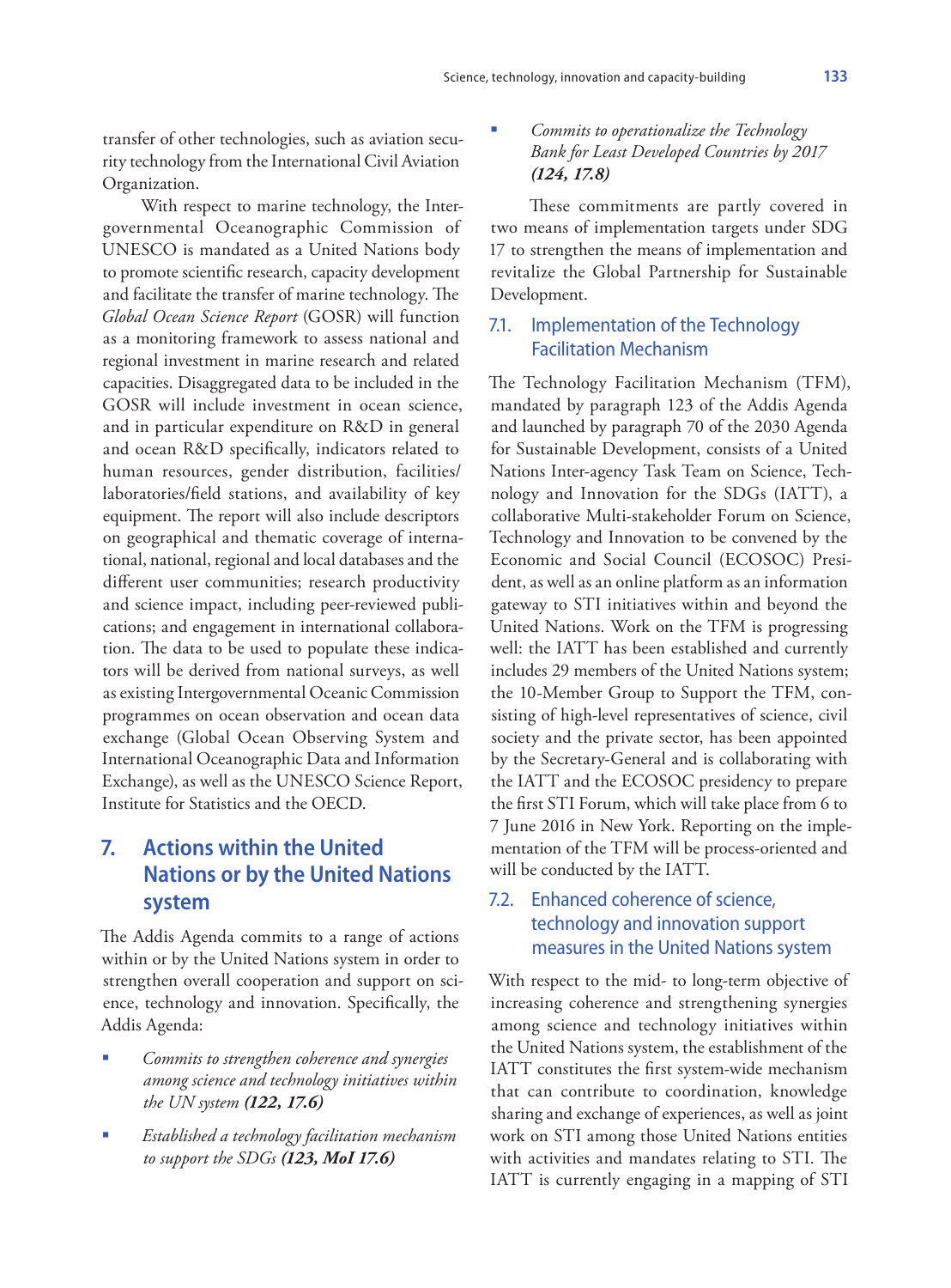transfer of other technologies, such as aviation security technology from the International Civil Aviation Organization.

With respect to marine technology, the Intergovernmental Oceanographic Commission of UNESCO is mandated as a United Nations body to promote scientific research, capacity development and facilitate the transfer of marine technology. The *Global Ocean Science Report* (GOSR) will function as a monitoring framework to assess national and regional investment in marine research and related capacities. Disaggregated data to be included in the GOSR will include investment in ocean science, and in particular expenditure on R&D in general and ocean R&D specifically, indicators related to human resources, gender distribution, facilities/laboratories/field stations, and availability of key equipment. The report will also include descriptors on geographical and thematic coverage of international, national, regional and local databases and the different user communities; research productivity and science impact, including peer-reviewed publications; and engagement in international collaboration. The data to be used to populate these indicators will be derived from national surveys, as well as existing Intergovernmental Oceanic Commission programmes on ocean observation and ocean data exchange (Global Ocean Observing System and International Oceanographic Data and Information Exchange), as well as the UNESCO Science Report, Institute for Statistics and the OECD.

## 7. Actions within the United Nations or by the United Nations system

The Addis Agenda commits to a range of actions within or by the United Nations system in order to strengthen overall cooperation and support on science, technology and innovation. Specifically, the Addis Agenda:

- *Commits to strengthen coherence and synergies among science and technology initiatives within the UN system* ***(122, 17.6)***
- *Established a technology facilitation mechanism to support the SDGs* ***(123, MoI 17.6)***
- *Commits to operationalize the Technology Bank for Least Developed Countries by 2017* ***(124, 17.8)***

These commitments are partly covered in two means of implementation targets under SDG 17 to strengthen the means of implementation and revitalize the Global Partnership for Sustainable Development.

### 7.1. Implementation of the Technology Facilitation Mechanism

The Technology Facilitation Mechanism (TFM), mandated by paragraph 123 of the Addis Agenda and launched by paragraph 70 of the 2030 Agenda for Sustainable Development, consists of a United Nations Inter-agency Task Team on Science, Technology and Innovation for the SDGs (IATT), a collaborative Multi-stakeholder Forum on Science, Technology and Innovation to be convened by the Economic and Social Council (ECOSOC) President, as well as an online platform as an information gateway to STI initiatives within and beyond the United Nations. Work on the TFM is progressing well: the IATT has been established and currently includes 29 members of the United Nations system; the 10-Member Group to Support the TFM, consisting of high-level representatives of science, civil society and the private sector, has been appointed by the Secretary-General and is collaborating with the IATT and the ECOSOC presidency to prepare the first STI Forum, which will take place from 6 to 7 June 2016 in New York. Reporting on the implementation of the TFM will be process-oriented and will be conducted by the IATT.

### 7.2. Enhanced coherence of science, technology and innovation support measures in the United Nations system

With respect to the mid- to long-term objective of increasing coherence and strengthening synergies among science and technology initiatives within the United Nations system, the establishment of the IATT constitutes the first system-wide mechanism that can contribute to coordination, knowledge sharing and exchange of experiences, as well as joint work on STI among those United Nations entities with activities and mandates relating to STI. The IATT is currently engaging in a mapping of STI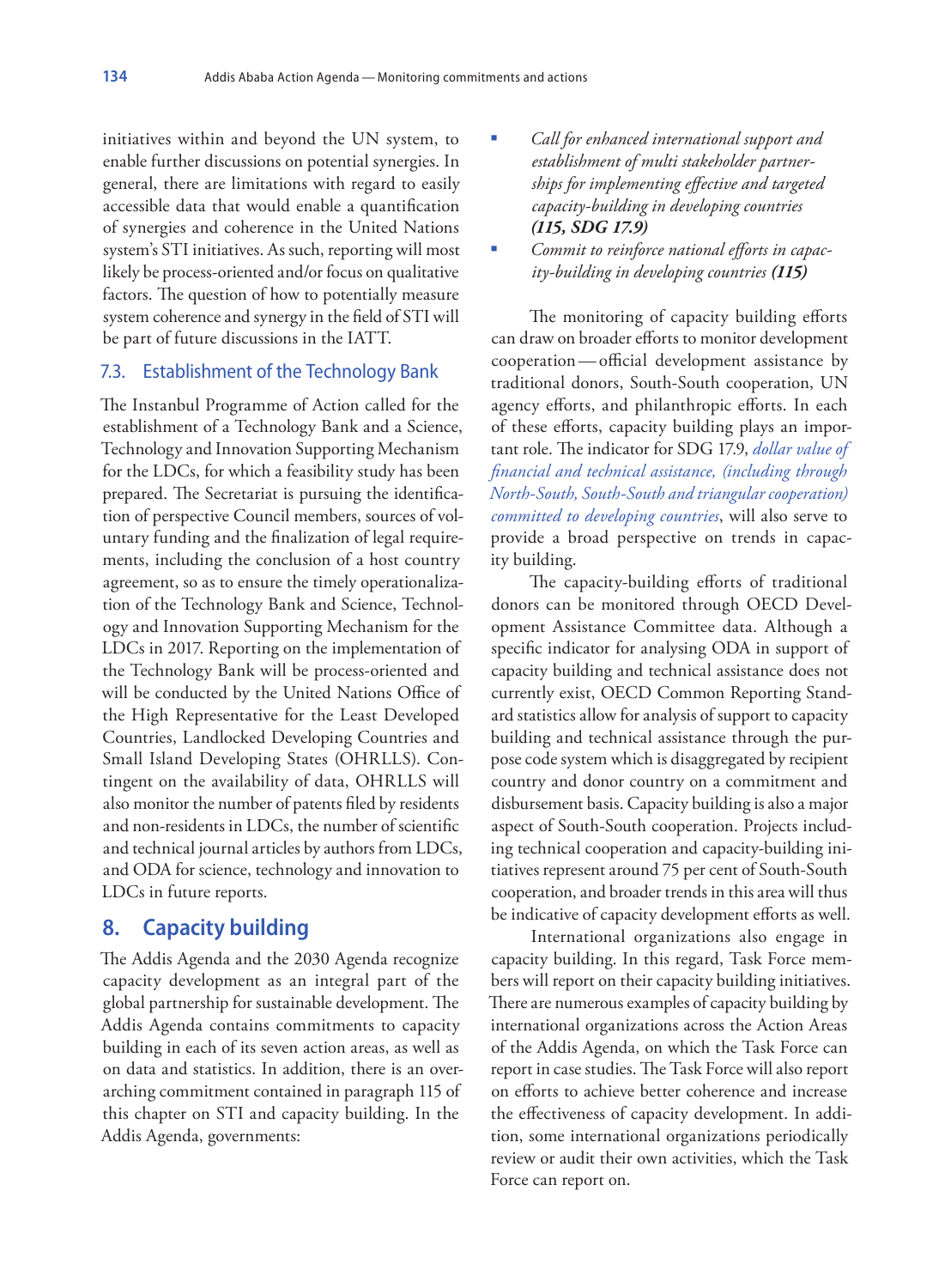initiatives within and beyond the UN system, to enable further discussions on potential synergies. In general, there are limitations with regard to easily accessible data that would enable a quantification of synergies and coherence in the United Nations system's STI initiatives. As such, reporting will most likely be process-oriented and/or focus on qualitative factors. The question of how to potentially measure system coherence and synergy in the field of STI will be part of future discussions in the IATT.

### 7.3. Establishment of the Technology Bank

The Instanbul Programme of Action called for the establishment of a Technology Bank and a Science, Technology and Innovation Supporting Mechanism for the LDCs, for which a feasibility study has been prepared. The Secretariat is pursuing the identification of perspective Council members, sources of voluntary funding and the finalization of legal requirements, including the conclusion of a host country agreement, so as to ensure the timely operationalization of the Technology Bank and Science, Technology and Innovation Supporting Mechanism for the LDCs in 2017. Reporting on the implementation of the Technology Bank will be process-oriented and will be conducted by the United Nations Office of the High Representative for the Least Developed Countries, Landlocked Developing Countries and Small Island Developing States (OHRLLS). Contingent on the availability of data, OHRLLS will also monitor the number of patents filed by residents and non-residents in LDCs, the number of scientific and technical journal articles by authors from LDCs, and ODA for science, technology and innovation to LDCs in future reports.

## 8. Capacity building

The Addis Agenda and the 2030 Agenda recognize capacity development as an integral part of the global partnership for sustainable development. The Addis Agenda contains commitments to capacity building in each of its seven action areas, as well as on data and statistics. In addition, there is an overarching commitment contained in paragraph 115 of this chapter on STI and capacity building. In the Addis Agenda, governments:

- *Call for enhanced international support and establishment of multi stakeholder partnerships for implementing effective and targeted capacity-building in developing countries **(115, SDG 17.9)***
- *Commit to reinforce national efforts in capacity-building in developing countries **(115)***

The monitoring of capacity building efforts can draw on broader efforts to monitor development cooperation — official development assistance by traditional donors, South-South cooperation, UN agency efforts, and philanthropic efforts. In each of these efforts, capacity building plays an important role. The indicator for SDG 17.9, *dollar value of financial and technical assistance, (including through North-South, South-South and triangular cooperation) committed to developing countries*, will also serve to provide a broad perspective on trends in capacity building.

The capacity-building efforts of traditional donors can be monitored through OECD Development Assistance Committee data. Although a specific indicator for analysing ODA in support of capacity building and technical assistance does not currently exist, OECD Common Reporting Standard statistics allow for analysis of support to capacity building and technical assistance through the purpose code system which is disaggregated by recipient country and donor country on a commitment and disbursement basis. Capacity building is also a major aspect of South-South cooperation. Projects including technical cooperation and capacity-building initiatives represent around 75 per cent of South-South cooperation, and broader trends in this area will thus be indicative of capacity development efforts as well.

International organizations also engage in capacity building. In this regard, Task Force members will report on their capacity building initiatives. There are numerous examples of capacity building by international organizations across the Action Areas of the Addis Agenda, on which the Task Force can report in case studies. The Task Force will also report on efforts to achieve better coherence and increase the effectiveness of capacity development. In addition, some international organizations periodically review or audit their own activities, which the Task Force can report on.